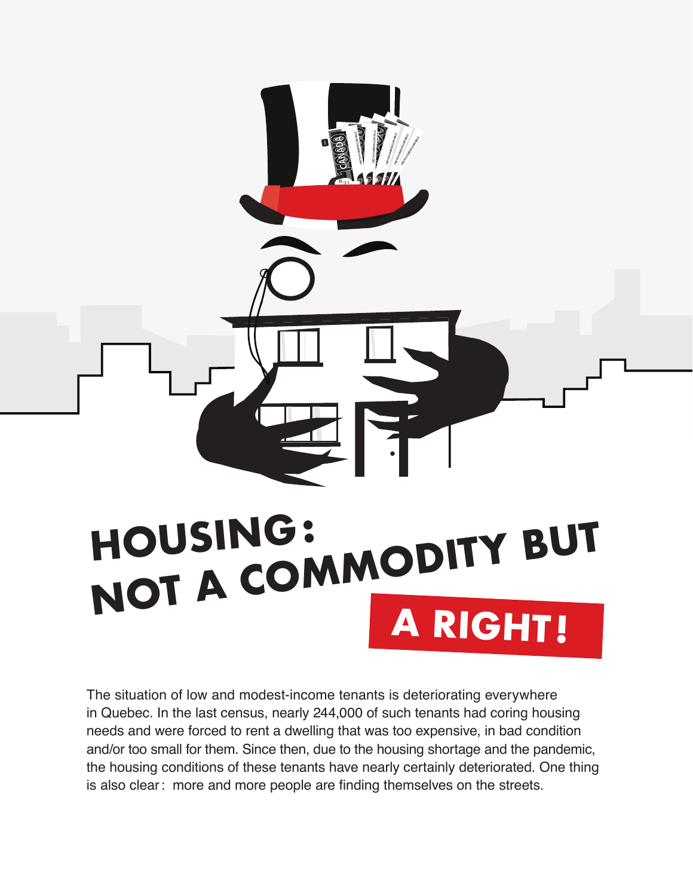# HOUSING: NOT A COMMODITY BUT A RIGHT!

The situation of low and modest-income tenants is deteriorating everywhere in Quebec. In the last census, nearly 244,000 of such tenants had coring housing needs and were forced to rent a dwelling that was too expensive, in bad condition and/or too small for them. Since then, due to the housing shortage and the pandemic, the housing conditions of these tenants have nearly certainly deteriorated. One thing is also clear: more and more people are finding themselves on the streets.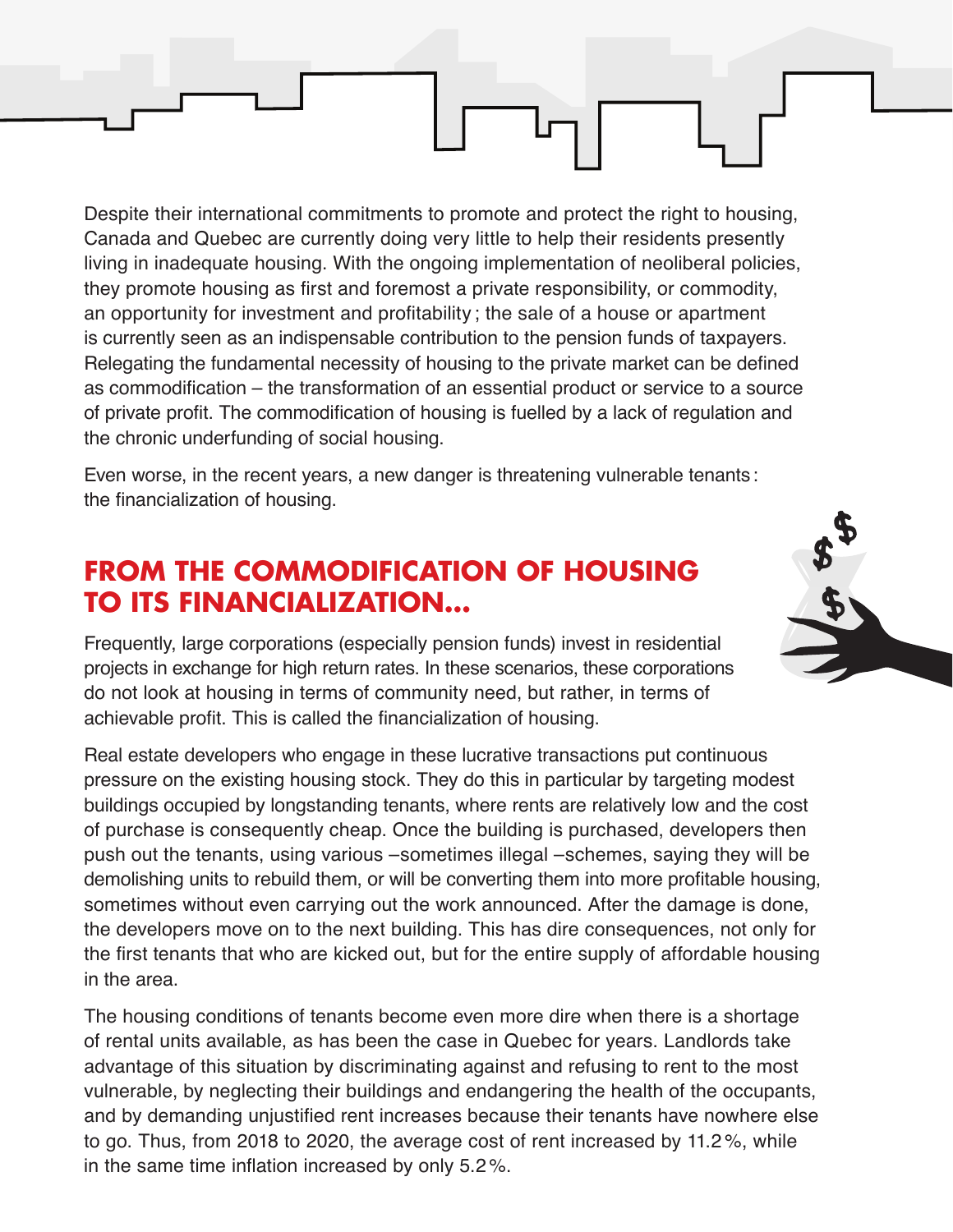Despite their international commitments to promote and protect the right to housing, Canada and Quebec are currently doing very little to help their residents presently living in inadequate housing. With the ongoing implementation of neoliberal policies, they promote housing as first and foremost a private responsibility, or commodity, an opportunity for investment and profitability ; the sale of a house or apartment is currently seen as an indispensable contribution to the pension funds of taxpayers. Relegating the fundamental necessity of housing to the private market can be defined as commodification – the transformation of an essential product or service to a source of private profit. The commodification of housing is fuelled by a lack of regulation and the chronic underfunding of social housing.

Even worse, in the recent years, a new danger is threatening vulnerable tenants : the financialization of housing.

## FROM THE COMMODIFICATION OF HOUSING TO ITS FINANCIALIZATION…

Frequently, large corporations (especially pension funds) invest in residential projects in exchange for high return rates. In these scenarios, these corporations do not look at housing in terms of community need, but rather, in terms of achievable profit. This is called the financialization of housing.

Real estate developers who engage in these lucrative transactions put continuous pressure on the existing housing stock. They do this in particular by targeting modest buildings occupied by longstanding tenants, where rents are relatively low and the cost of purchase is consequently cheap. Once the building is purchased, developers then push out the tenants, using various –sometimes illegal –schemes, saying they will be demolishing units to rebuild them, or will be converting them into more profitable housing, sometimes without even carrying out the work announced. After the damage is done, the developers move on to the next building. This has dire consequences, not only for the first tenants that who are kicked out, but for the entire supply of affordable housing in the area.

The housing conditions of tenants become even more dire when there is a shortage of rental units available, as has been the case in Quebec for years. Landlords take advantage of this situation by discriminating against and refusing to rent to the most vulnerable, by neglecting their buildings and endangering the health of the occupants, and by demanding unjustified rent increases because their tenants have nowhere else to go. Thus, from 2018 to 2020, the average cost of rent increased by 11.2 %, while in the same time inflation increased by only 5.2 %.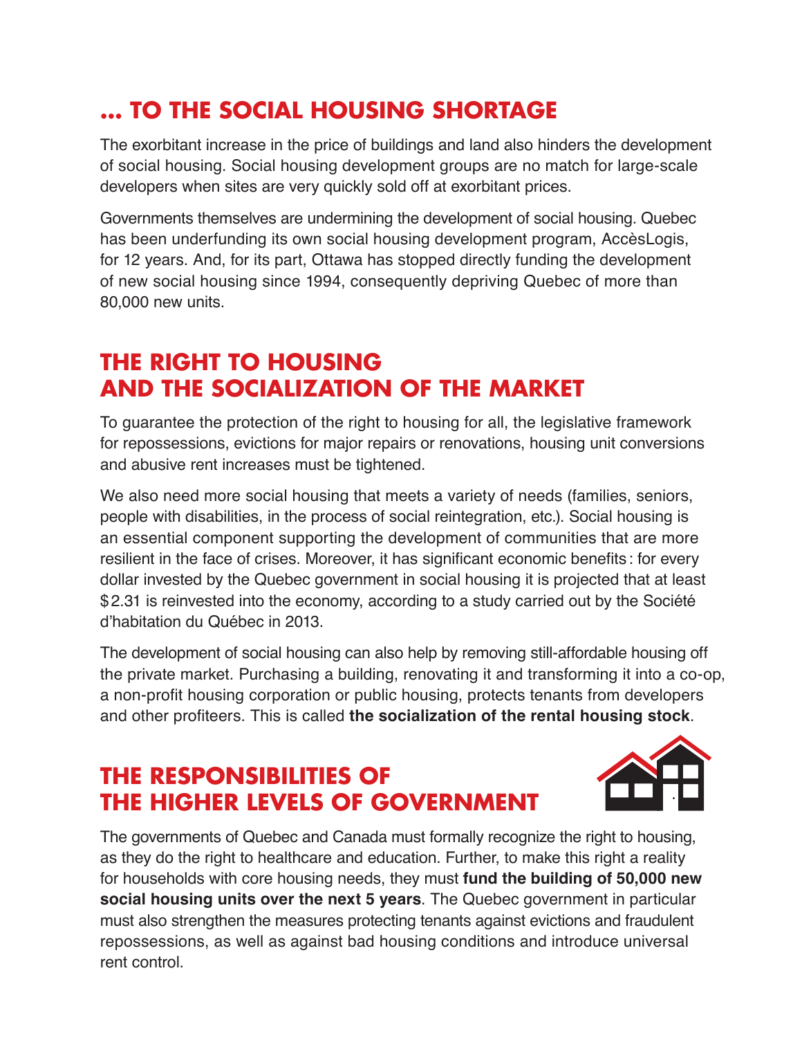## ... TO THE SOCIAL HOUSING SHORTAGE

The exorbitant increase in the price of buildings and land also hinders the development of social housing. Social housing development groups are no match for large-scale developers when sites are very quickly sold off at exorbitant prices.

Governments themselves are undermining the development of social housing. Quebec has been underfunding its own social housing development program, AccèsLogis, for 12 years. And, for its part, Ottawa has stopped directly funding the development of new social housing since 1994, consequently depriving Quebec of more than 80,000 new units.

## THE RIGHT TO HOUSING AND THE SOCIALIZATION OF THE MARKET

To guarantee the protection of the right to housing for all, the legislative framework for repossessions, evictions for major repairs or renovations, housing unit conversions and abusive rent increases must be tightened.

We also need more social housing that meets a variety of needs (families, seniors, people with disabilities, in the process of social reintegration, etc.). Social housing is an essential component supporting the development of communities that are more resilient in the face of crises. Moreover, it has significant economic benefits: for every dollar invested by the Quebec government in social housing it is projected that at least $2.31 is reinvested into the economy, according to a study carried out by the Société d'habitation du Québec in 2013.

The development of social housing can also help by removing still-affordable housing off the private market. Purchasing a building, renovating it and transforming it into a co-op, a non-profit housing corporation or public housing, protects tenants from developers and other profiteers. This is called **the socialization of the rental housing stock**.

## THE RESPONSIBILITIES OF THE HIGHER LEVELS OF GOVERNMENT

The governments of Quebec and Canada must formally recognize the right to housing, as they do the right to healthcare and education. Further, to make this right a reality for households with core housing needs, they must **fund the building of 50,000 new social housing units over the next 5 years**. The Quebec government in particular must also strengthen the measures protecting tenants against evictions and fraudulent repossessions, as well as against bad housing conditions and introduce universal rent control.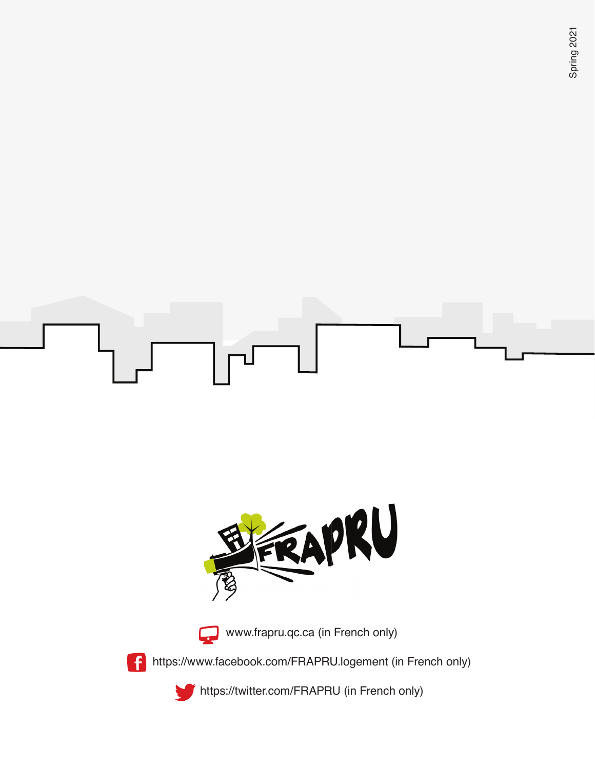Spring 2021

FRAPRU

www.frapru.qc.ca (in French only)

https://www.facebook.com/FRAPRU.logement (in French only)

https://twitter.com/FRAPRU (in French only)